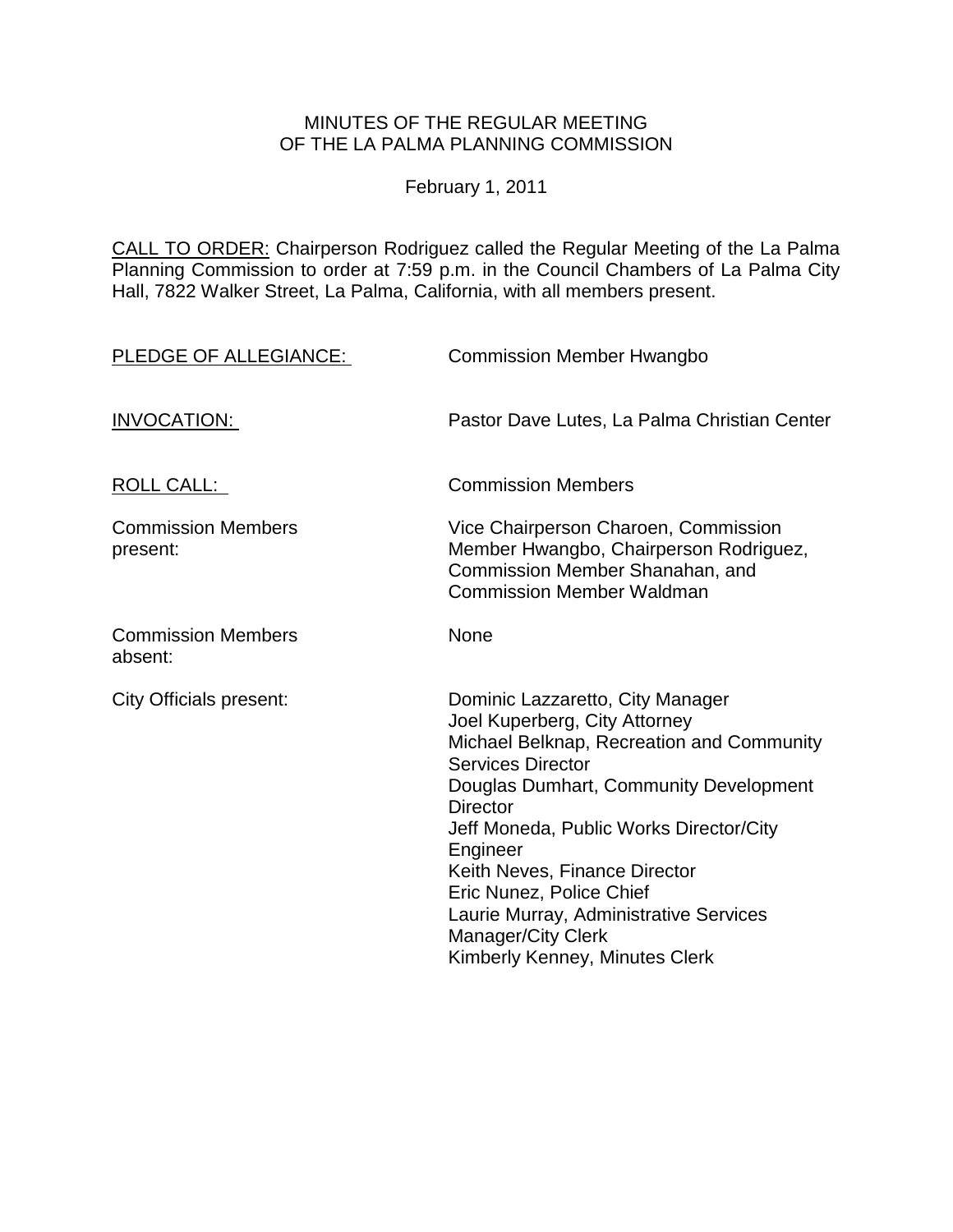MINUTES OF THE REGULAR MEETING
OF THE LA PALMA PLANNING COMMISSION

February 1, 2011

CALL TO ORDER: Chairperson Rodriguez called the Regular Meeting of the La Palma Planning Commission to order at 7:59 p.m. in the Council Chambers of La Palma City Hall, 7822 Walker Street, La Palma, California, with all members present.

PLEDGE OF ALLEGIANCE: Commission Member Hwangbo

INVOCATION: Pastor Dave Lutes, La Palma Christian Center

ROLL CALL: Commission Members

Commission Members present: Vice Chairperson Charoen, Commission Member Hwangbo, Chairperson Rodriguez, Commission Member Shanahan, and Commission Member Waldman

Commission Members absent: None

City Officials present:

- Dominic Lazzaretto, City Manager
- Joel Kuperberg, City Attorney
- Michael Belknap, Recreation and Community Services Director
- Douglas Dumhart, Community Development Director
- Jeff Moneda, Public Works Director/City Engineer
- Keith Neves, Finance Director
- Eric Nunez, Police Chief
- Laurie Murray, Administrative Services Manager/City Clerk
- Kimberly Kenney, Minutes Clerk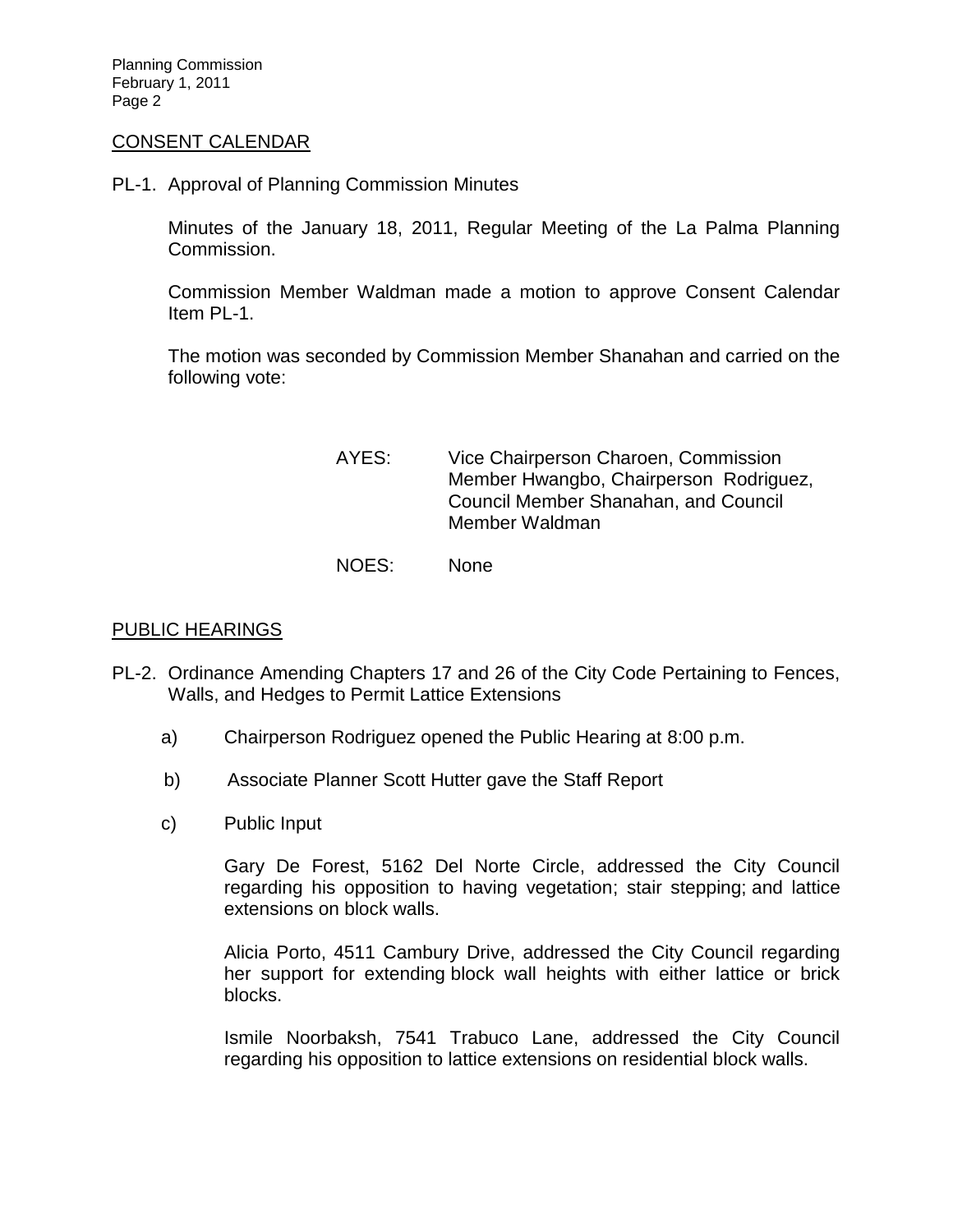CONSENT CALENDAR

PL-1. Approval of Planning Commission Minutes

Minutes of the January 18, 2011, Regular Meeting of the La Palma Planning Commission.

Commission Member Waldman made a motion to approve Consent Calendar Item PL-1.

The motion was seconded by Commission Member Shanahan and carried on the following vote:

AYES: Vice Chairperson Charoen, Commission Member Hwangbo, Chairperson Rodriguez, Council Member Shanahan, and Council Member Waldman

NOES: None

PUBLIC HEARINGS

PL-2. Ordinance Amending Chapters 17 and 26 of the City Code Pertaining to Fences, Walls, and Hedges to Permit Lattice Extensions

a) Chairperson Rodriguez opened the Public Hearing at 8:00 p.m.

b) Associate Planner Scott Hutter gave the Staff Report

c) Public Input

Gary De Forest, 5162 Del Norte Circle, addressed the City Council regarding his opposition to having vegetation; stair stepping; and lattice extensions on block walls.

Alicia Porto, 4511 Cambury Drive, addressed the City Council regarding her support for extending block wall heights with either lattice or brick blocks.

Ismile Noorbaksh, 7541 Trabuco Lane, addressed the City Council regarding his opposition to lattice extensions on residential block walls.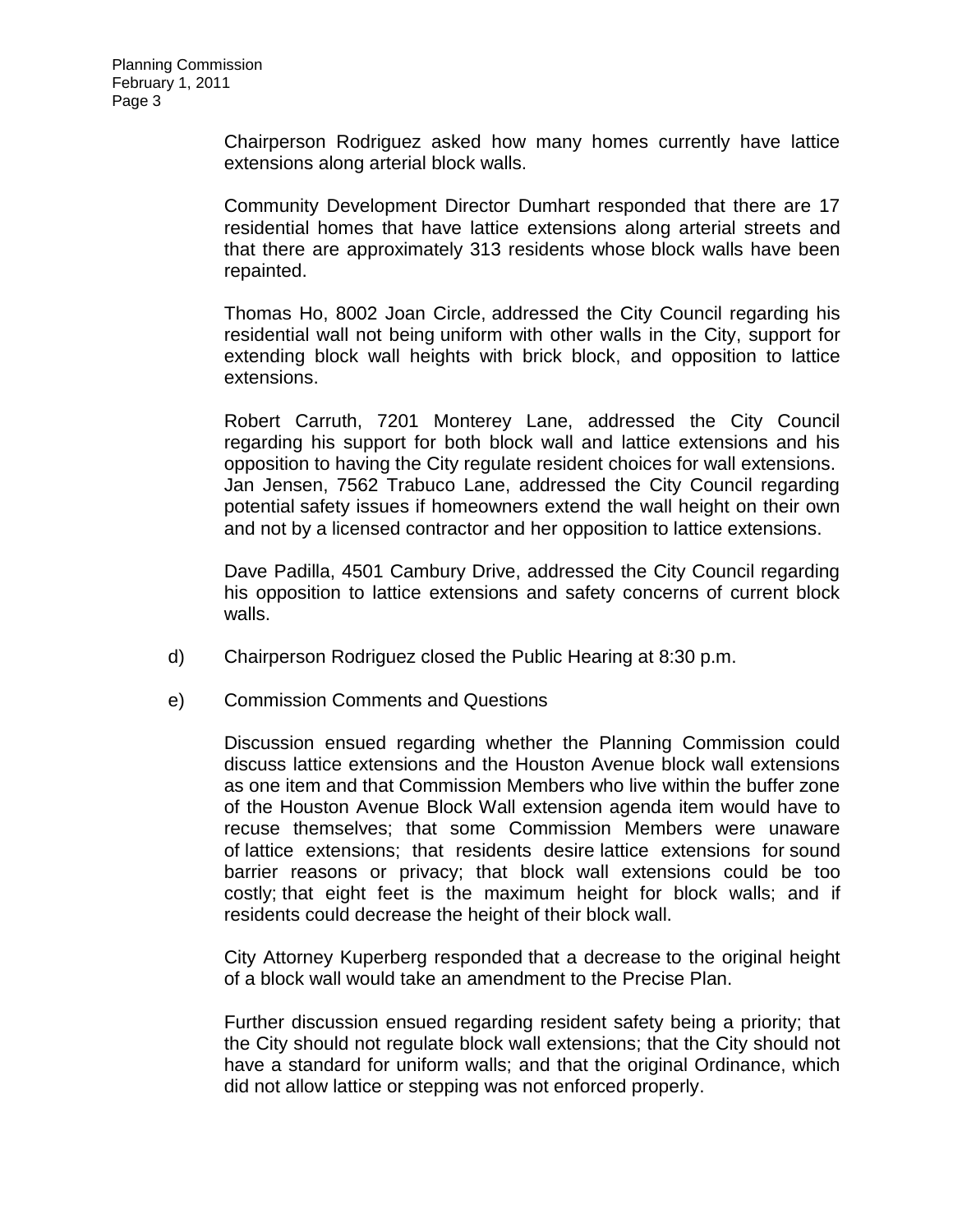Chairperson Rodriguez asked how many homes currently have lattice extensions along arterial block walls.

Community Development Director Dumhart responded that there are 17 residential homes that have lattice extensions along arterial streets and that there are approximately 313 residents whose block walls have been repainted.

Thomas Ho, 8002 Joan Circle, addressed the City Council regarding his residential wall not being uniform with other walls in the City, support for extending block wall heights with brick block, and opposition to lattice extensions.

Robert Carruth, 7201 Monterey Lane, addressed the City Council regarding his support for both block wall and lattice extensions and his opposition to having the City regulate resident choices for wall extensions. Jan Jensen, 7562 Trabuco Lane, addressed the City Council regarding potential safety issues if homeowners extend the wall height on their own and not by a licensed contractor and her opposition to lattice extensions.

Dave Padilla, 4501 Cambury Drive, addressed the City Council regarding his opposition to lattice extensions and safety concerns of current block walls.

d) Chairperson Rodriguez closed the Public Hearing at 8:30 p.m.

e) Commission Comments and Questions

Discussion ensued regarding whether the Planning Commission could discuss lattice extensions and the Houston Avenue block wall extensions as one item and that Commission Members who live within the buffer zone of the Houston Avenue Block Wall extension agenda item would have to recuse themselves; that some Commission Members were unaware of lattice extensions; that residents desire lattice extensions for sound barrier reasons or privacy; that block wall extensions could be too costly; that eight feet is the maximum height for block walls; and if residents could decrease the height of their block wall.

City Attorney Kuperberg responded that a decrease to the original height of a block wall would take an amendment to the Precise Plan.

Further discussion ensued regarding resident safety being a priority; that the City should not regulate block wall extensions; that the City should not have a standard for uniform walls; and that the original Ordinance, which did not allow lattice or stepping was not enforced properly.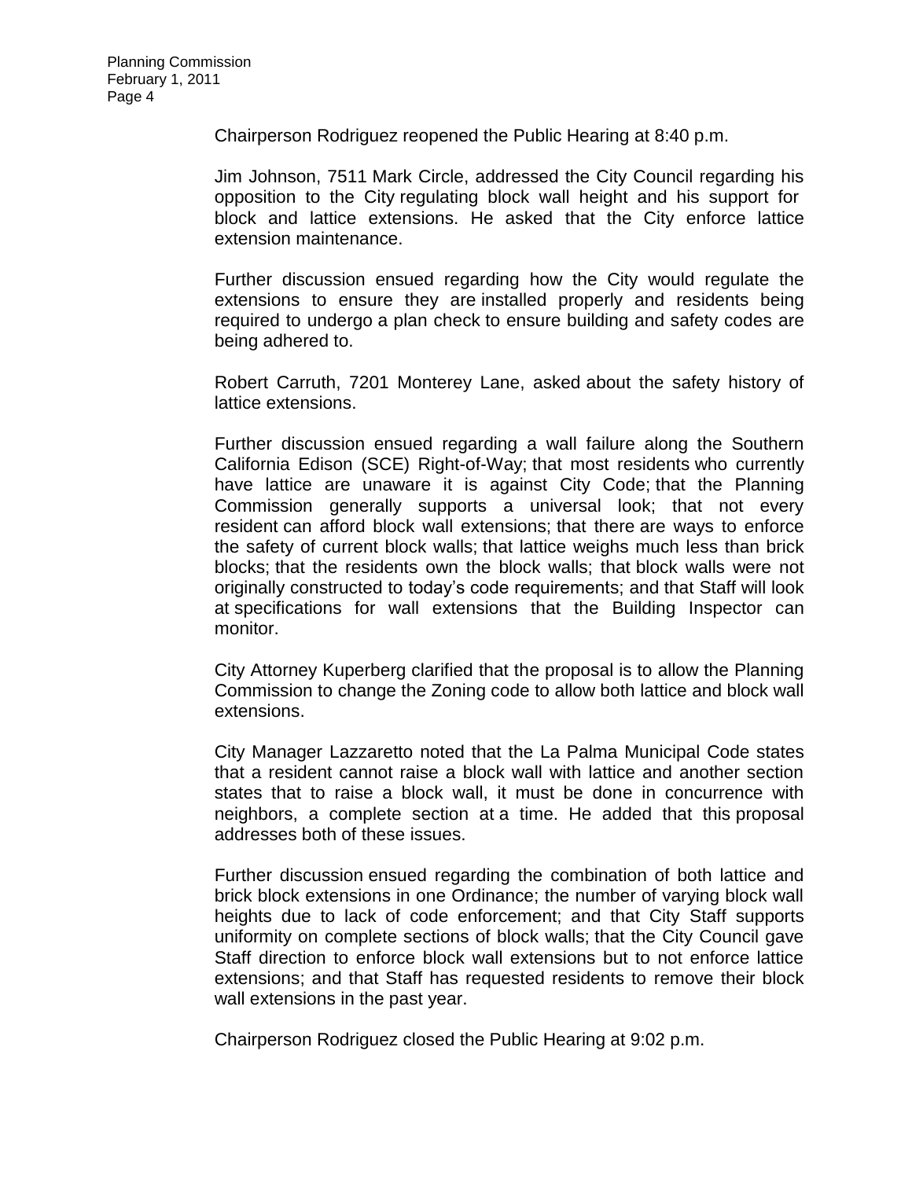Chairperson Rodriguez reopened the Public Hearing at 8:40 p.m.

Jim Johnson, 7511 Mark Circle, addressed the City Council regarding his opposition to the City regulating block wall height and his support for block and lattice extensions. He asked that the City enforce lattice extension maintenance.

Further discussion ensued regarding how the City would regulate the extensions to ensure they are installed properly and residents being required to undergo a plan check to ensure building and safety codes are being adhered to.

Robert Carruth, 7201 Monterey Lane, asked about the safety history of lattice extensions.

Further discussion ensued regarding a wall failure along the Southern California Edison (SCE) Right-of-Way; that most residents who currently have lattice are unaware it is against City Code; that the Planning Commission generally supports a universal look; that not every resident can afford block wall extensions; that there are ways to enforce the safety of current block walls; that lattice weighs much less than brick blocks; that the residents own the block walls; that block walls were not originally constructed to today's code requirements; and that Staff will look at specifications for wall extensions that the Building Inspector can monitor.

City Attorney Kuperberg clarified that the proposal is to allow the Planning Commission to change the Zoning code to allow both lattice and block wall extensions.

City Manager Lazzaretto noted that the La Palma Municipal Code states that a resident cannot raise a block wall with lattice and another section states that to raise a block wall, it must be done in concurrence with neighbors, a complete section at a time. He added that this proposal addresses both of these issues.

Further discussion ensued regarding the combination of both lattice and brick block extensions in one Ordinance; the number of varying block wall heights due to lack of code enforcement; and that City Staff supports uniformity on complete sections of block walls; that the City Council gave Staff direction to enforce block wall extensions but to not enforce lattice extensions; and that Staff has requested residents to remove their block wall extensions in the past year.

Chairperson Rodriguez closed the Public Hearing at 9:02 p.m.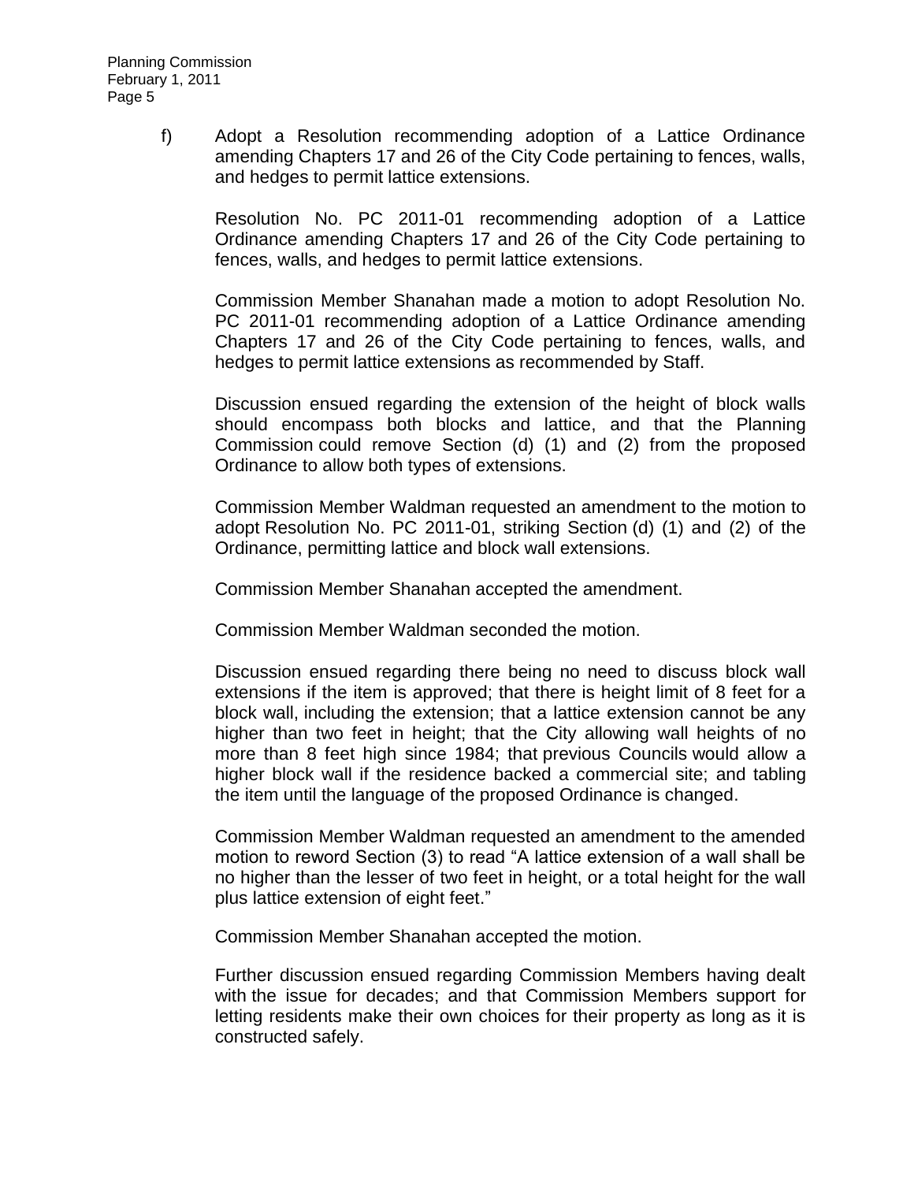f) Adopt a Resolution recommending adoption of a Lattice Ordinance amending Chapters 17 and 26 of the City Code pertaining to fences, walls, and hedges to permit lattice extensions.

Resolution No. PC 2011-01 recommending adoption of a Lattice Ordinance amending Chapters 17 and 26 of the City Code pertaining to fences, walls, and hedges to permit lattice extensions.

Commission Member Shanahan made a motion to adopt Resolution No. PC 2011-01 recommending adoption of a Lattice Ordinance amending Chapters 17 and 26 of the City Code pertaining to fences, walls, and hedges to permit lattice extensions as recommended by Staff.

Discussion ensued regarding the extension of the height of block walls should encompass both blocks and lattice, and that the Planning Commission could remove Section (d) (1) and (2) from the proposed Ordinance to allow both types of extensions.

Commission Member Waldman requested an amendment to the motion to adopt Resolution No. PC 2011-01, striking Section (d) (1) and (2) of the Ordinance, permitting lattice and block wall extensions.

Commission Member Shanahan accepted the amendment.

Commission Member Waldman seconded the motion.

Discussion ensued regarding there being no need to discuss block wall extensions if the item is approved; that there is height limit of 8 feet for a block wall, including the extension; that a lattice extension cannot be any higher than two feet in height; that the City allowing wall heights of no more than 8 feet high since 1984; that previous Councils would allow a higher block wall if the residence backed a commercial site; and tabling the item until the language of the proposed Ordinance is changed.

Commission Member Waldman requested an amendment to the amended motion to reword Section (3) to read "A lattice extension of a wall shall be no higher than the lesser of two feet in height, or a total height for the wall plus lattice extension of eight feet."

Commission Member Shanahan accepted the motion.

Further discussion ensued regarding Commission Members having dealt with the issue for decades; and that Commission Members support for letting residents make their own choices for their property as long as it is constructed safely.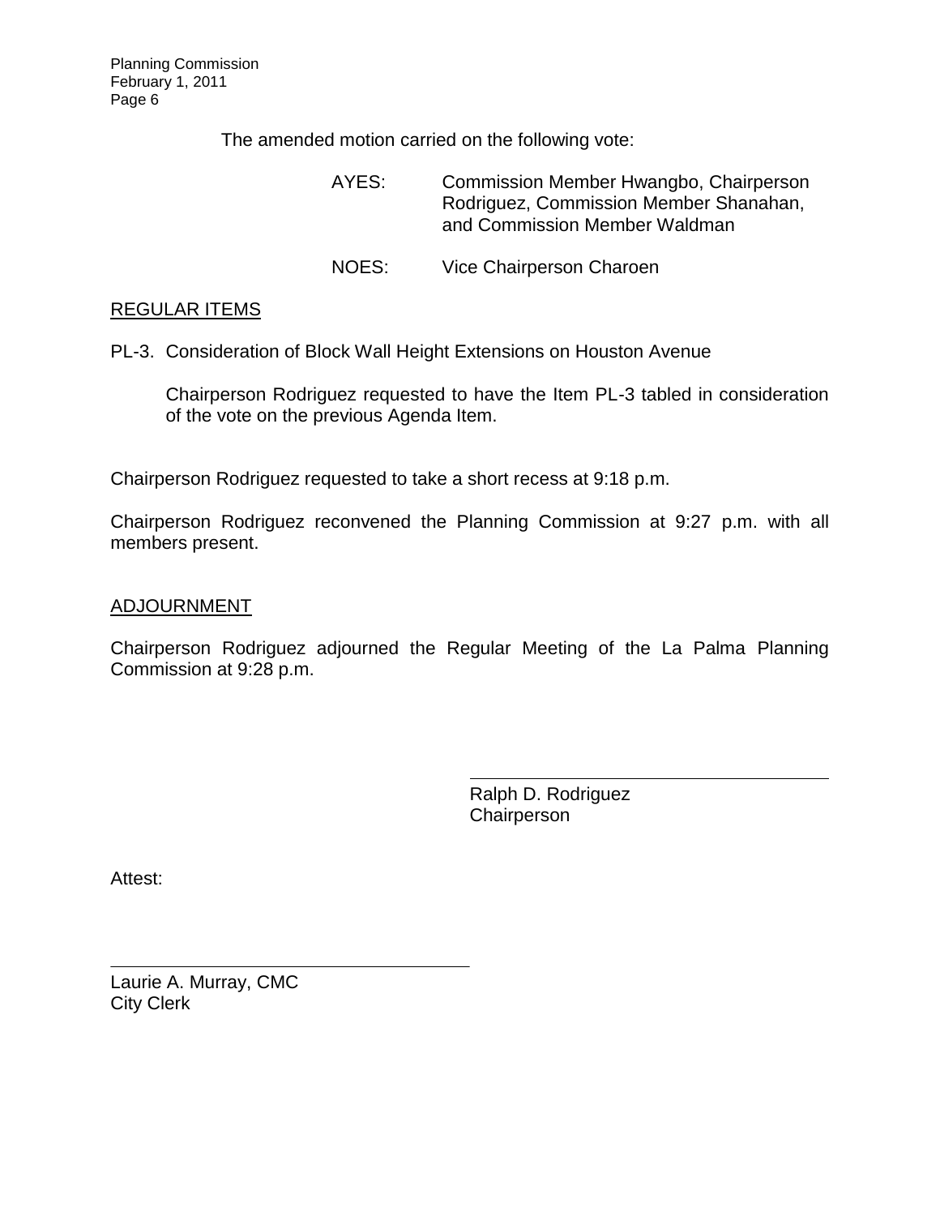The amended motion carried on the following vote:

AYES: Commission Member Hwangbo, Chairperson Rodriguez, Commission Member Shanahan, and Commission Member Waldman

NOES: Vice Chairperson Charoen

## REGULAR ITEMS

PL-3. Consideration of Block Wall Height Extensions on Houston Avenue

Chairperson Rodriguez requested to have the Item PL-3 tabled in consideration of the vote on the previous Agenda Item.

Chairperson Rodriguez requested to take a short recess at 9:18 p.m.

Chairperson Rodriguez reconvened the Planning Commission at 9:27 p.m. with all members present.

## ADJOURNMENT

Chairperson Rodriguez adjourned the Regular Meeting of the La Palma Planning Commission at 9:28 p.m.

Ralph D. Rodriguez
Chairperson

Attest:

Laurie A. Murray, CMC
City Clerk